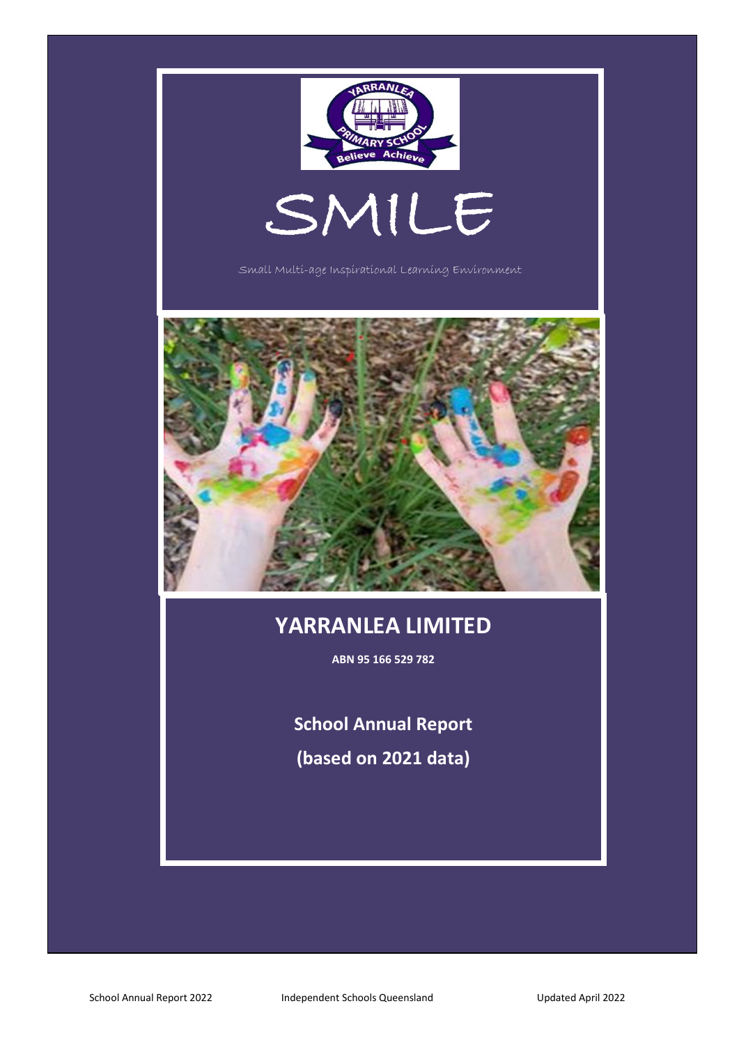# SMILE

Small Multi-age Inspirational Learning Environment

## YARRANLEA LIMITED

**ABN 95 166 529 782**

**School Annual Report**

**(based on 2021 data)**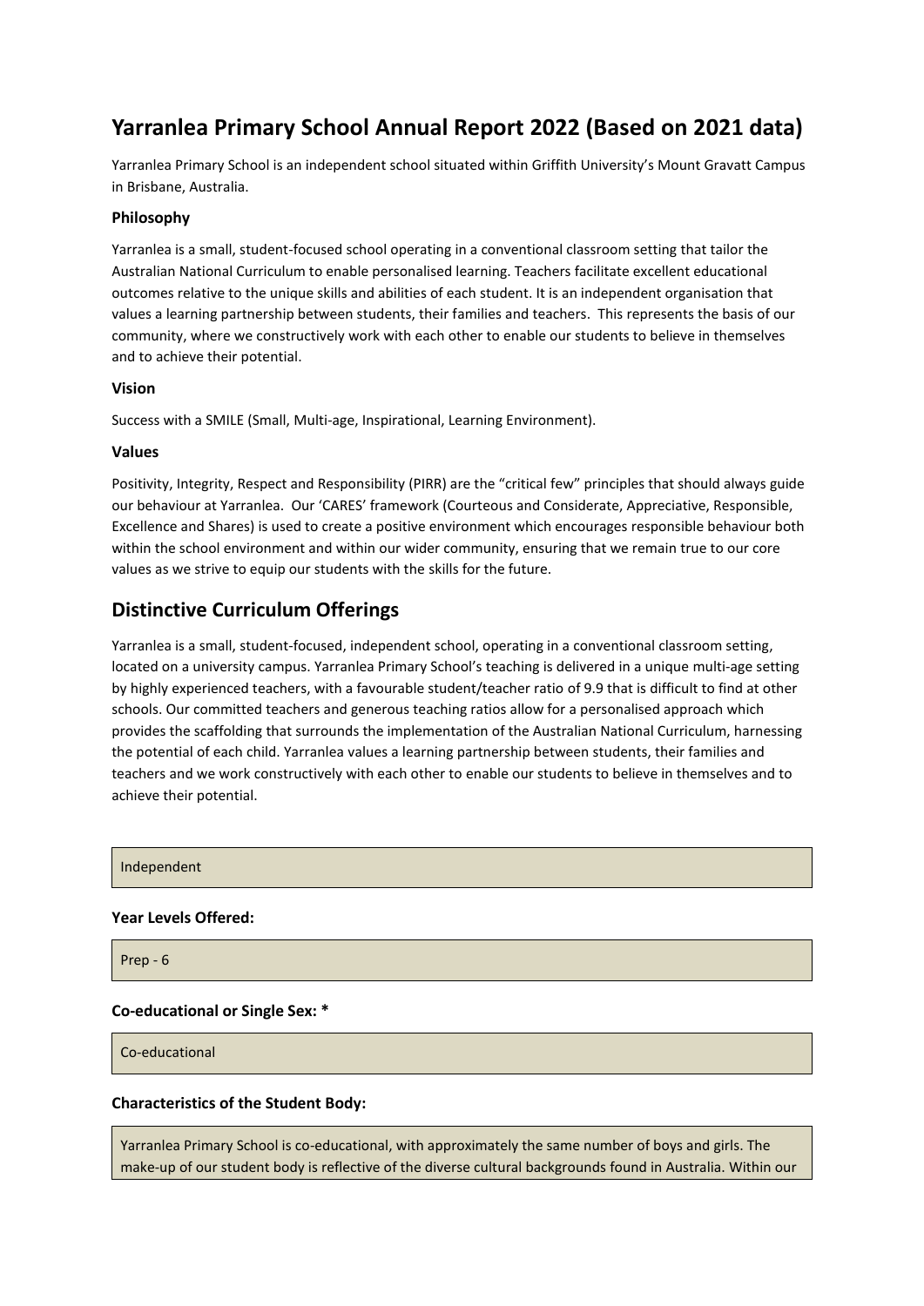# Yarranlea Primary School Annual Report 2022 (Based on 2021 data)

Yarranlea Primary School is an independent school situated within Griffith University's Mount Gravatt Campus in Brisbane, Australia.

### Philosophy

Yarranlea is a small, student-focused school operating in a conventional classroom setting that tailor the Australian National Curriculum to enable personalised learning. Teachers facilitate excellent educational outcomes relative to the unique skills and abilities of each student. It is an independent organisation that values a learning partnership between students, their families and teachers. This represents the basis of our community, where we constructively work with each other to enable our students to believe in themselves and to achieve their potential.

### Vision

Success with a SMILE (Small, Multi-age, Inspirational, Learning Environment).

### Values

Positivity, Integrity, Respect and Responsibility (PIRR) are the "critical few" principles that should always guide our behaviour at Yarranlea. Our 'CARES' framework (Courteous and Considerate, Appreciative, Responsible, Excellence and Shares) is used to create a positive environment which encourages responsible behaviour both within the school environment and within our wider community, ensuring that we remain true to our core values as we strive to equip our students with the skills for the future.

## Distinctive Curriculum Offerings

Yarranlea is a small, student-focused, independent school, operating in a conventional classroom setting, located on a university campus. Yarranlea Primary School's teaching is delivered in a unique multi-age setting by highly experienced teachers, with a favourable student/teacher ratio of 9.9 that is difficult to find at other schools. Our committed teachers and generous teaching ratios allow for a personalised approach which provides the scaffolding that surrounds the implementation of the Australian National Curriculum, harnessing the potential of each child. Yarranlea values a learning partnership between students, their families and teachers and we work constructively with each other to enable our students to believe in themselves and to achieve their potential.

Independent

**Year Levels Offered:**

Prep - 6

**Co-educational or Single Sex: ***

Co-educational

**Characteristics of the Student Body:**

Yarranlea Primary School is co-educational, with approximately the same number of boys and girls. The make-up of our student body is reflective of the diverse cultural backgrounds found in Australia. Within our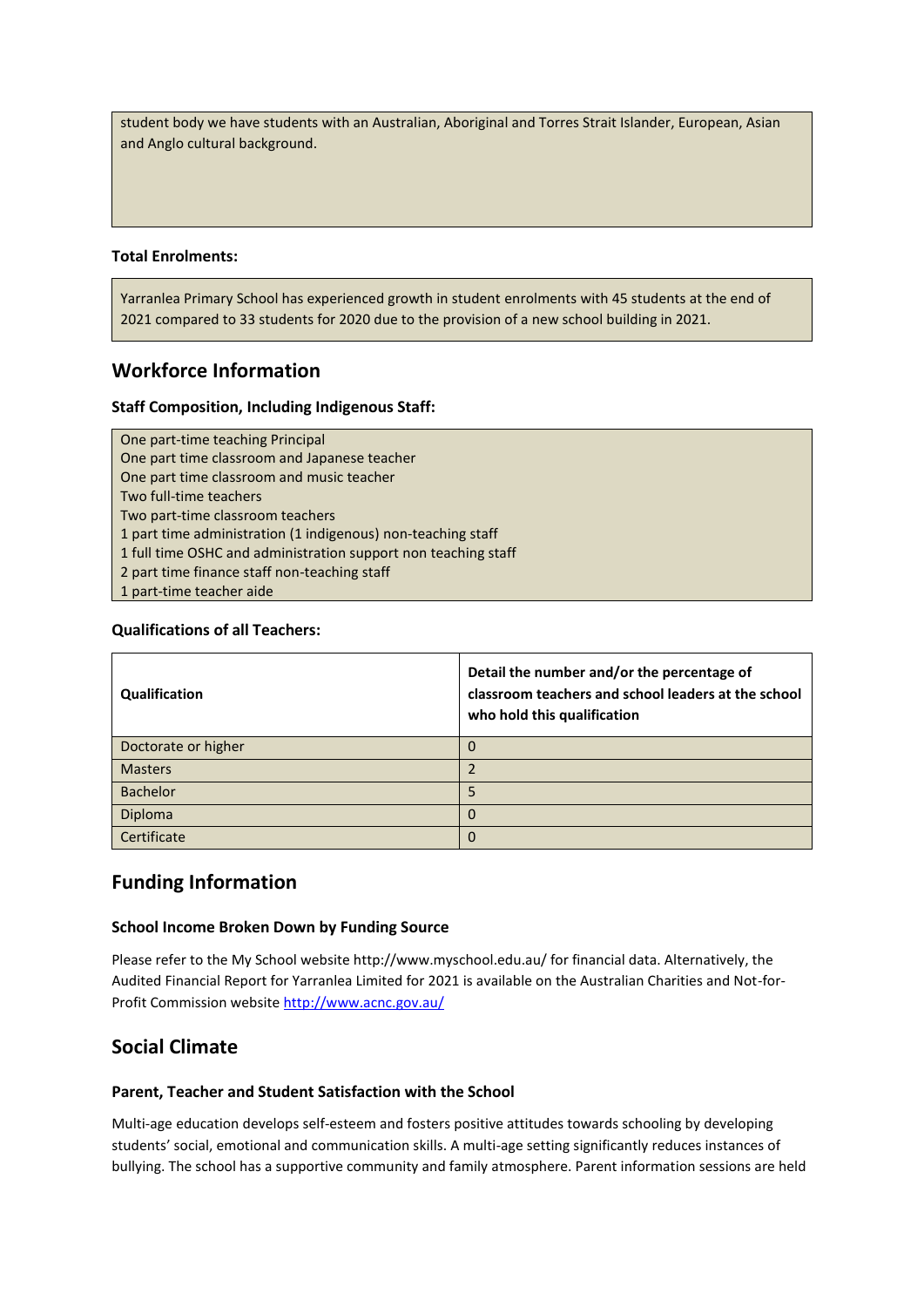student body we have students with an Australian, Aboriginal and Torres Strait Islander, European, Asian and Anglo cultural background.

**Total Enrolments:**

Yarranlea Primary School has experienced growth in student enrolments with 45 students at the end of 2021 compared to 33 students for 2020 due to the provision of a new school building in 2021.

## Workforce Information

**Staff Composition, Including Indigenous Staff:**

One part-time teaching Principal
One part time classroom and Japanese teacher
One part time classroom and music teacher
Two full-time teachers
Two part-time classroom teachers
1 part time administration (1 indigenous) non-teaching staff
1 full time OSHC and administration support non teaching staff
2 part time finance staff non-teaching staff
1 part-time teacher aide

**Qualifications of all Teachers:**

| Qualification | Detail the number and/or the percentage of classroom teachers and school leaders at the school who hold this qualification |
| --- | --- |
| Doctorate or higher | 0 |
| Masters | 2 |
| Bachelor | 5 |
| Diploma | 0 |
| Certificate | 0 |

## Funding Information

### School Income Broken Down by Funding Source

Please refer to the My School website http://www.myschool.edu.au/ for financial data. Alternatively, the Audited Financial Report for Yarranlea Limited for 2021 is available on the Australian Charities and Not-for-Profit Commission website http://www.acnc.gov.au/

## Social Climate

### Parent, Teacher and Student Satisfaction with the School

Multi-age education develops self-esteem and fosters positive attitudes towards schooling by developing students' social, emotional and communication skills. A multi-age setting significantly reduces instances of bullying. The school has a supportive community and family atmosphere. Parent information sessions are held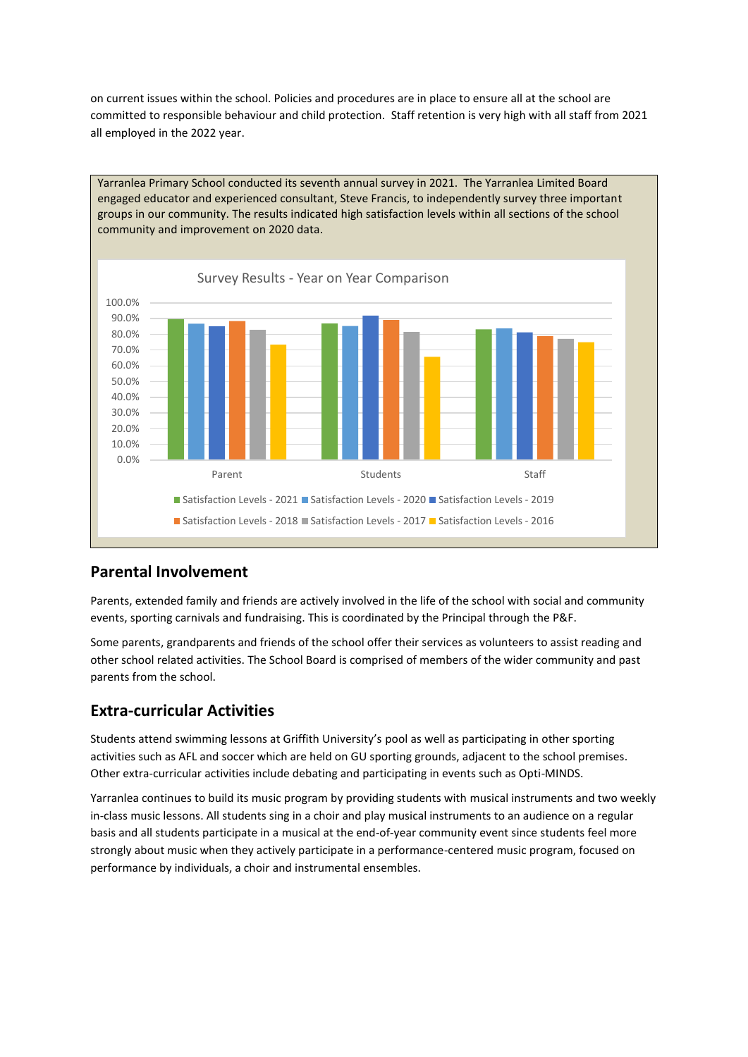on current issues within the school. Policies and procedures are in place to ensure all at the school are committed to responsible behaviour and child protection. Staff retention is very high with all staff from 2021 all employed in the 2022 year.

Yarranlea Primary School conducted its seventh annual survey in 2021. The Yarranlea Limited Board engaged educator and experienced consultant, Steve Francis, to independently survey three important groups in our community. The results indicated high satisfaction levels within all sections of the school community and improvement on 2020 data.

Survey Results - Year on Year Comparison

## Parental Involvement

Parents, extended family and friends are actively involved in the life of the school with social and community events, sporting carnivals and fundraising. This is coordinated by the Principal through the P&F.

Some parents, grandparents and friends of the school offer their services as volunteers to assist reading and other school related activities. The School Board is comprised of members of the wider community and past parents from the school.

## Extra-curricular Activities

Students attend swimming lessons at Griffith University's pool as well as participating in other sporting activities such as AFL and soccer which are held on GU sporting grounds, adjacent to the school premises. Other extra-curricular activities include debating and participating in events such as Opti-MINDS.

Yarranlea continues to build its music program by providing students with musical instruments and two weekly in-class music lessons. All students sing in a choir and play musical instruments to an audience on a regular basis and all students participate in a musical at the end-of-year community event since students feel more strongly about music when they actively participate in a performance-centered music program, focused on performance by individuals, a choir and instrumental ensembles.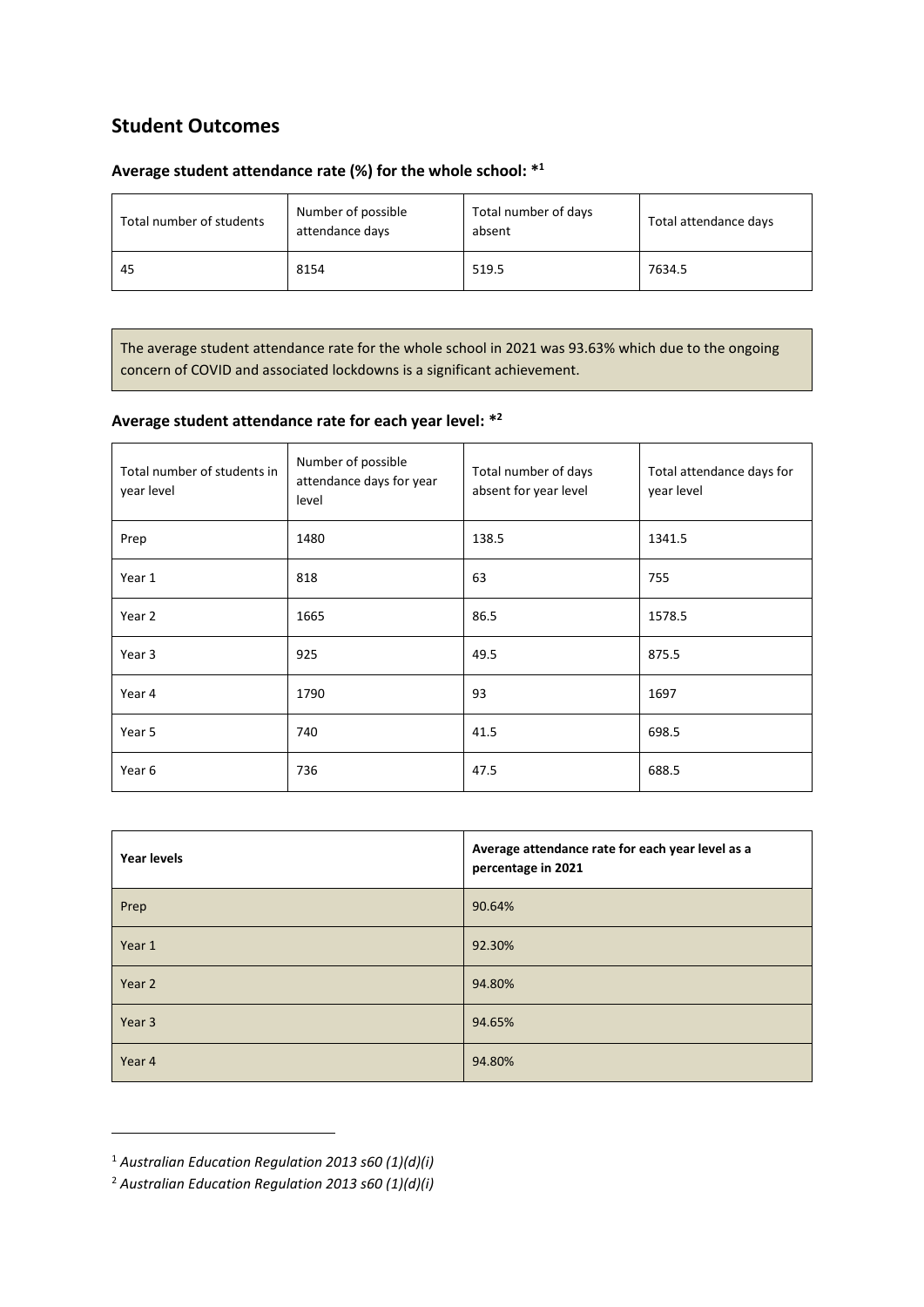## Student Outcomes

### Average student attendance rate (%) for the whole school: *[1]

| Total number of students | Number of possible attendance days | Total number of days absent | Total attendance days |
|---|---|---|---|
| 45 | 8154 | 519.5 | 7634.5 |

The average student attendance rate for the whole school in 2021 was 93.63% which due to the ongoing concern of COVID and associated lockdowns is a significant achievement.

### Average student attendance rate for each year level: *[2]

| Total number of students in year level | Number of possible attendance days for year level | Total number of days absent for year level | Total attendance days for year level |
|---|---|---|---|
| Prep | 1480 | 138.5 | 1341.5 |
| Year 1 | 818 | 63 | 755 |
| Year 2 | 1665 | 86.5 | 1578.5 |
| Year 3 | 925 | 49.5 | 875.5 |
| Year 4 | 1790 | 93 | 1697 |
| Year 5 | 740 | 41.5 | 698.5 |
| Year 6 | 736 | 47.5 | 688.5 |

| **Year levels** | **Average attendance rate for each year level as a percentage in 2021** |
|---|---|
| Prep | 90.64% |
| Year 1 | 92.30% |
| Year 2 | 94.80% |
| Year 3 | 94.65% |
| Year 4 | 94.80% |

[1] *Australian Education Regulation 2013 s60 (1)(d)(i)*

[2] *Australian Education Regulation 2013 s60 (1)(d)(i)*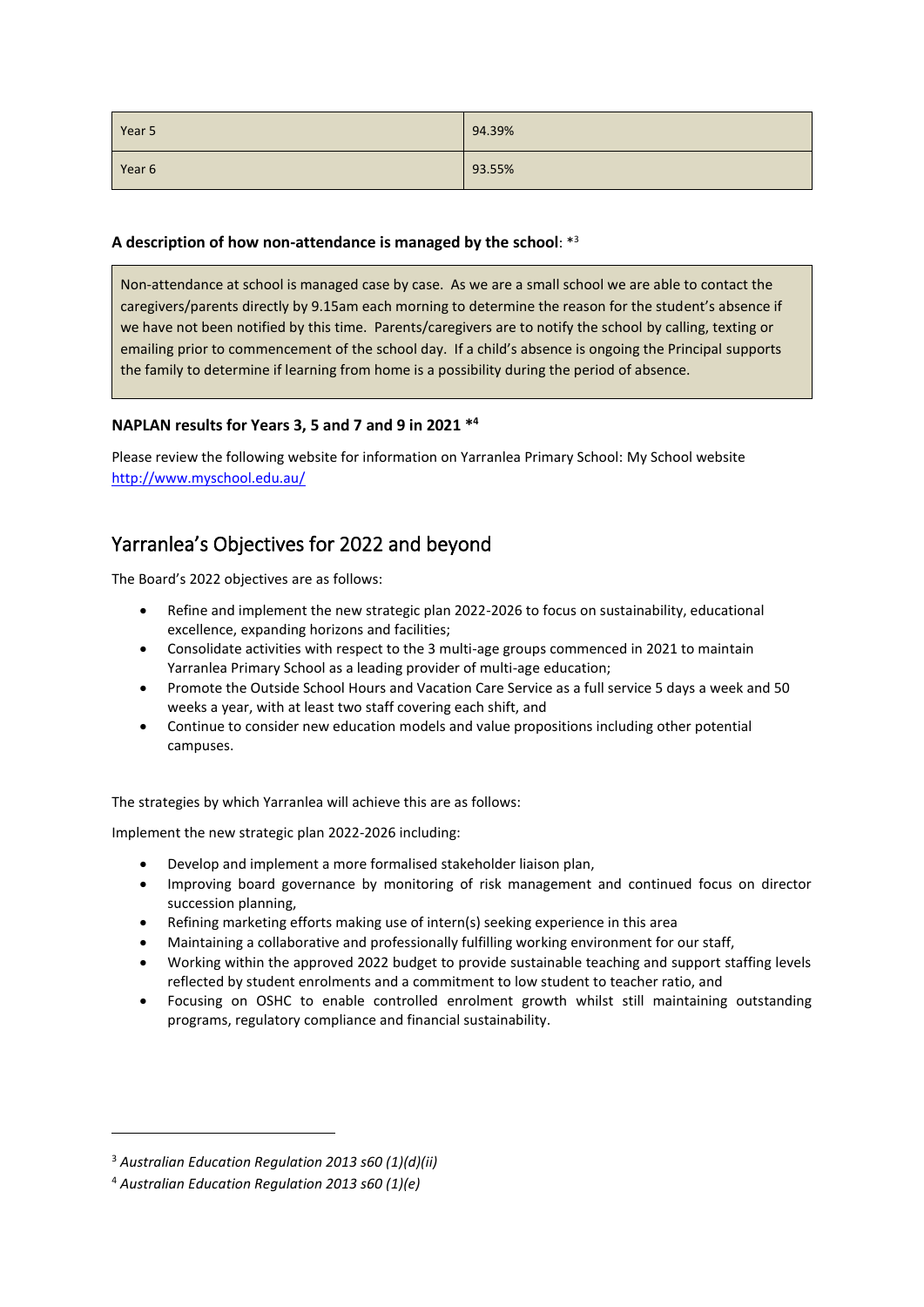| Year 5 | 94.39% |
|---|---|
| Year 6 | 93.55% |

**A description of how non-attendance is managed by the school**: *[3]

Non-attendance at school is managed case by case. As we are a small school we are able to contact the caregivers/parents directly by 9.15am each morning to determine the reason for the student's absence if we have not been notified by this time. Parents/caregivers are to notify the school by calling, texting or emailing prior to commencement of the school day. If a child's absence is ongoing the Principal supports the family to determine if learning from home is a possibility during the period of absence.

**NAPLAN results for Years 3, 5 and 7 and 9 in 2021 *[4]**

Please review the following website for information on Yarranlea Primary School: My School website http://www.myschool.edu.au/

## Yarranlea's Objectives for 2022 and beyond

The Board's 2022 objectives are as follows:

- Refine and implement the new strategic plan 2022-2026 to focus on sustainability, educational excellence, expanding horizons and facilities;
- Consolidate activities with respect to the 3 multi-age groups commenced in 2021 to maintain Yarranlea Primary School as a leading provider of multi-age education;
- Promote the Outside School Hours and Vacation Care Service as a full service 5 days a week and 50 weeks a year, with at least two staff covering each shift, and
- Continue to consider new education models and value propositions including other potential campuses.

The strategies by which Yarranlea will achieve this are as follows:

Implement the new strategic plan 2022-2026 including:

- Develop and implement a more formalised stakeholder liaison plan,
- Improving board governance by monitoring of risk management and continued focus on director succession planning,
- Refining marketing efforts making use of intern(s) seeking experience in this area
- Maintaining a collaborative and professionally fulfilling working environment for our staff,
- Working within the approved 2022 budget to provide sustainable teaching and support staffing levels reflected by student enrolments and a commitment to low student to teacher ratio, and
- Focusing on OSHC to enable controlled enrolment growth whilst still maintaining outstanding programs, regulatory compliance and financial sustainability.

[3] *Australian Education Regulation 2013 s60 (1)(d)(ii)*

[4] *Australian Education Regulation 2013 s60 (1)(e)*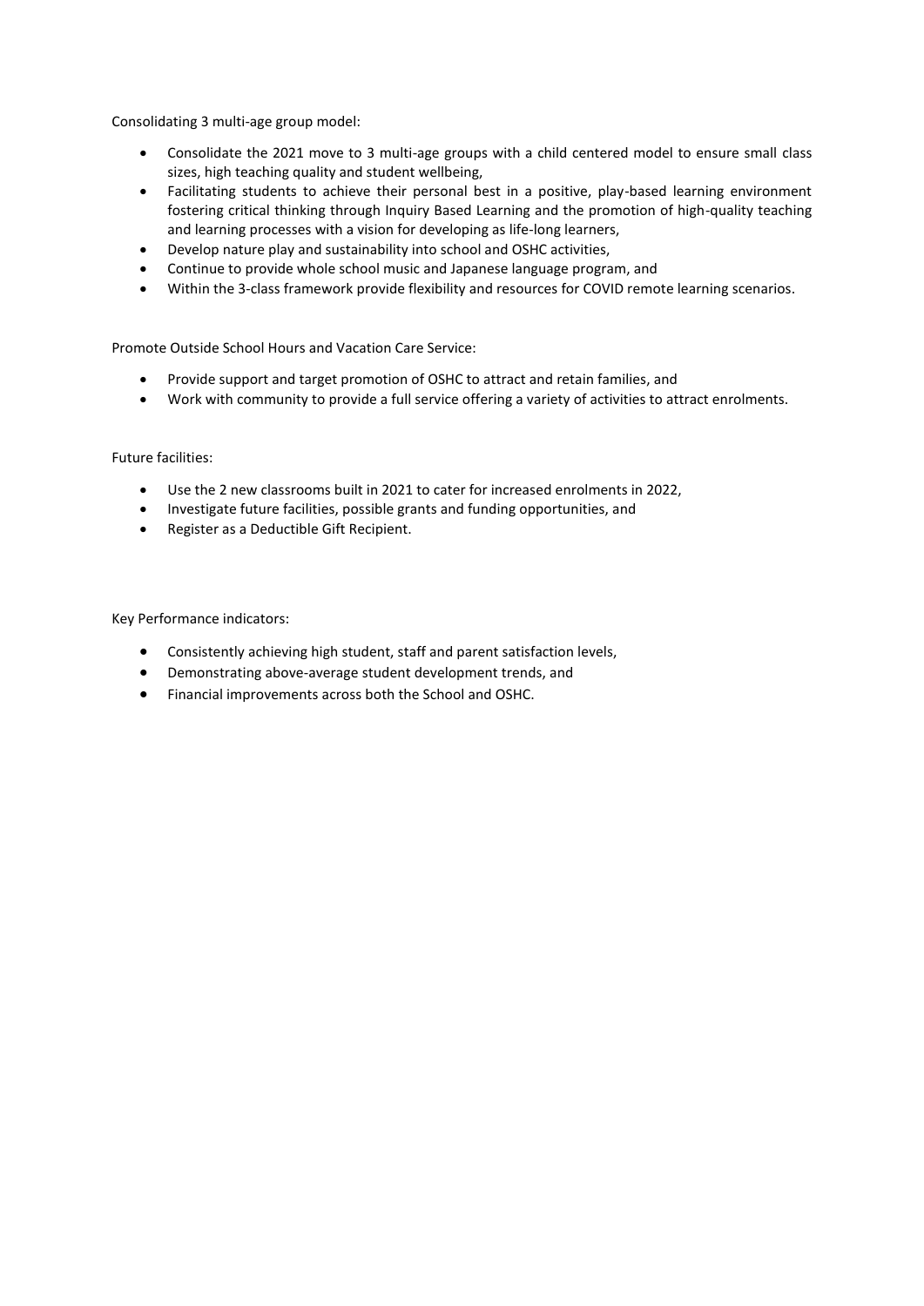Consolidating 3 multi-age group model:

- Consolidate the 2021 move to 3 multi-age groups with a child centered model to ensure small class sizes, high teaching quality and student wellbeing,
- Facilitating students to achieve their personal best in a positive, play-based learning environment fostering critical thinking through Inquiry Based Learning and the promotion of high-quality teaching and learning processes with a vision for developing as life-long learners,
- Develop nature play and sustainability into school and OSHC activities,
- Continue to provide whole school music and Japanese language program, and
- Within the 3-class framework provide flexibility and resources for COVID remote learning scenarios.

Promote Outside School Hours and Vacation Care Service:

- Provide support and target promotion of OSHC to attract and retain families, and
- Work with community to provide a full service offering a variety of activities to attract enrolments.

Future facilities:

- Use the 2 new classrooms built in 2021 to cater for increased enrolments in 2022,
- Investigate future facilities, possible grants and funding opportunities, and
- Register as a Deductible Gift Recipient.

Key Performance indicators:

- Consistently achieving high student, staff and parent satisfaction levels,
- Demonstrating above-average student development trends, and
- Financial improvements across both the School and OSHC.